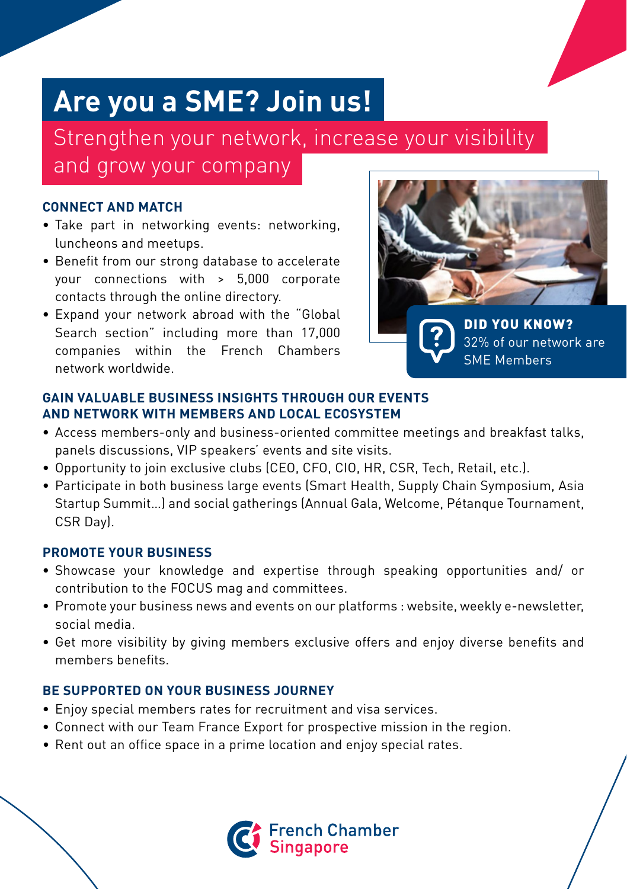# Are you a SME? Join us!

## Strengthen your network, increase your visibility and grow your company

### CONNECT AND MATCH

- Take part in networking events: networking, luncheons and meetups.
- Benefit from our strong database to accelerate your connections with > 5,000 corporate contacts through the online directory.
- Expand your network abroad with the "Global Search section" including more than 17,000 companies within the French Chambers network worldwide.

**DID YOU KNOW?**
32% of our network are SME Members

### GAIN VALUABLE BUSINESS INSIGHTS THROUGH OUR EVENTS AND NETWORK WITH MEMBERS AND LOCAL ECOSYSTEM

- Access members-only and business-oriented committee meetings and breakfast talks, panels discussions, VIP speakers' events and site visits.
- Opportunity to join exclusive clubs (CEO, CFO, CIO, HR, CSR, Tech, Retail, etc.).
- Participate in both business large events (Smart Health, Supply Chain Symposium, Asia Startup Summit...) and social gatherings (Annual Gala, Welcome, Pétanque Tournament, CSR Day).

### PROMOTE YOUR BUSINESS

- Showcase your knowledge and expertise through speaking opportunities and/ or contribution to the FOCUS mag and committees.
- Promote your business news and events on our platforms : website, weekly e-newsletter, social media.
- Get more visibility by giving members exclusive offers and enjoy diverse benefits and members benefits.

### BE SUPPORTED ON YOUR BUSINESS JOURNEY

- Enjoy special members rates for recruitment and visa services.
- Connect with our Team France Export for prospective mission in the region.
- Rent out an office space in a prime location and enjoy special rates.

French Chamber Singapore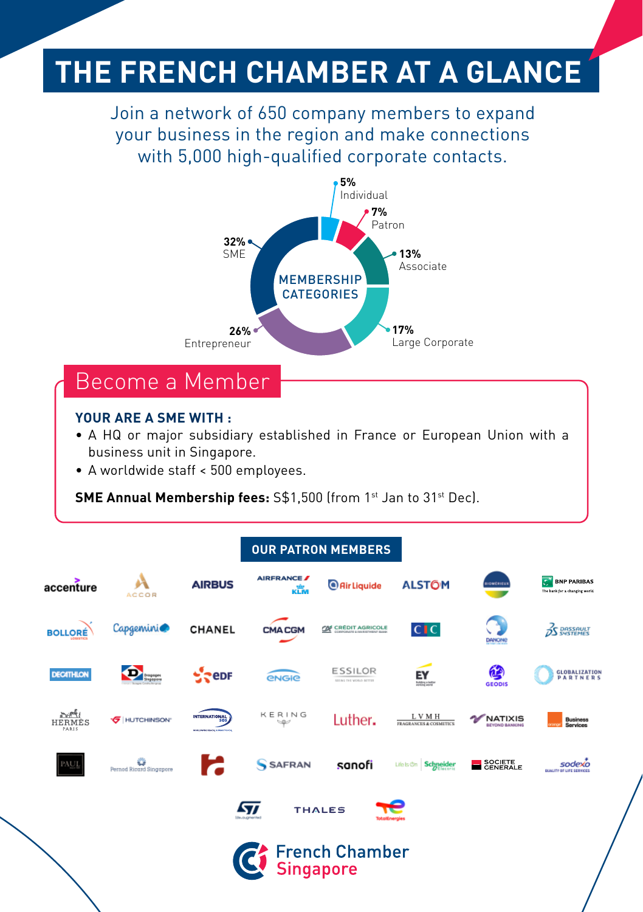# THE FRENCH CHAMBER AT A GLANCE

Join a network of 650 company members to expand your business in the region and make connections with 5,000 high-qualified corporate contacts.

MEMBERSHIP CATEGORIES

5% Individual

7% Patron

13% Associate

17% Large Corporate

26% Entrepreneur

32% SME

## Become a Member

**YOUR ARE A SME WITH :**

- A HQ or major subsidiary established in France or European Union with a business unit in Singapore.
- A worldwide staff < 500 employees.

**SME Annual Membership fees:** S$1,500 (from 1st Jan to 31st Dec).

## OUR PATRON MEMBERS

accenture, ACCOR, AIRBUS, AIRFRANCE KLM, Air Liquide, ALSTOM, bioMérieux, BNP PARIBAS

BOLLORÉ LOGISTICS, Capgemini, CHANEL, CMA CGM, CRÉDIT AGRICOLE CORPORATE & INVESTMENT BANK, CIC, DANONE, DASSAULT SYSTEMES

DECATHLON, Dragages Singapore, EDF, ENGIE, ESSILOR, EY, GEODIS, GLOBALIZATION PARTNERS

HERMÈS PARIS, HUTCHINSON, INTERNATIONAL SOS, KERING, Luther., LVMH FRAGRANCES & COSMETICS, NATIXIS BEYOND BANKING, orange Business Services

PAUL, Pernod Ricard Singapore, SAFRAN, sanofi, Schneider Electric, SOCIETE GENERALE, sodexo QUALITY OF LIFE SERVICES

ST, THALES, TotalEnergies

French Chamber Singapore